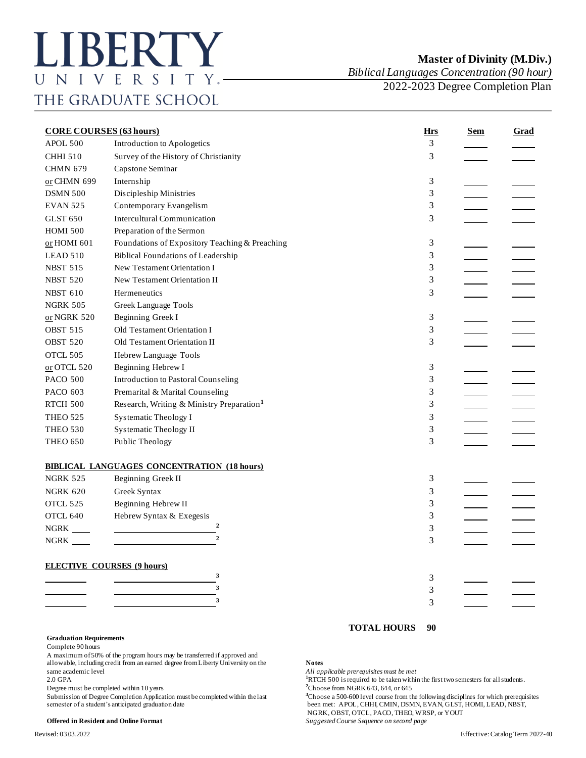# LIBERTY UNIVERSITY
THE GRADUATE SCHOOL

## Master of Divinity (M.Div.)
*Biblical Languages Concentration (90 hour)*
2022-2023 Degree Completion Plan

| **CORE COURSES (63 hours)** | | **Hrs** | **Sem** | **Grad** |
|---|---|---|---|---|
| APOL 500 | Introduction to Apologetics | 3 | | |
| CHHI 510 | Survey of the History of Christianity | 3 | | |
| CHMN 679 | Capstone Seminar | | | |
| or CHMN 699 | Internship | 3 | | |
| DSMN 500 | Discipleship Ministries | 3 | | |
| EVAN 525 | Contemporary Evangelism | 3 | | |
| GLST 650 | Intercultural Communication | 3 | | |
| HOMI 500 | Preparation of the Sermon | | | |
| or HOMI 601 | Foundations of Expository Teaching & Preaching | 3 | | |
| LEAD 510 | Biblical Foundations of Leadership | 3 | | |
| NBST 515 | New Testament Orientation I | 3 | | |
| NBST 520 | New Testament Orientation II | 3 | | |
| NBST 610 | Hermeneutics | 3 | | |
| NGRK 505 | Greek Language Tools | | | |
| or NGRK 520 | Beginning Greek I | 3 | | |
| OBST 515 | Old Testament Orientation I | 3 | | |
| OBST 520 | Old Testament Orientation II | 3 | | |
| OTCL 505 | Hebrew Language Tools | | | |
| or OTCL 520 | Beginning Hebrew I | 3 | | |
| PACO 500 | Introduction to Pastoral Counseling | 3 | | |
| PACO 603 | Premarital & Marital Counseling | 3 | | |
| RTCH 500 | Research, Writing & Ministry Preparation[1] | 3 | | |
| THEO 525 | Systematic Theology I | 3 | | |
| THEO 530 | Systematic Theology II | 3 | | |
| THEO 650 | Public Theology | 3 | | |
| **BIBLICAL LANGUAGES CONCENTRATION (18 hours)** | | | | |
| NGRK 525 | Beginning Greek II | 3 | | |
| NGRK 620 | Greek Syntax | 3 | | |
| OTCL 525 | Beginning Hebrew II | 3 | | |
| OTCL 640 | Hebrew Syntax & Exegesis | 3 | | |
| NGRK ____ | ____________[2] | 3 | | |
| NGRK ____ | ____________[2] | 3 | | |
| **ELECTIVE COURSES (9 hours)** | | | | |
| ________ | ____________[3] | 3 | | |
| ________ | ____________[3] | 3 | | |
| ________ | ____________[3] | 3 | | |

**TOTAL HOURS 90**

**Graduation Requirements**

Complete 90 hours

A maximum of 50% of the program hours may be transferred if approved and allowable, including credit from an earned degree from Liberty University on the same academic level

2.0 GPA

Degree must be completed within 10 years

Submission of Degree Completion Application must be completed within the last semester of a student's anticipated graduation date

**Offered in Resident and Online Format**

**Notes**

*All applicable prerequisites must be met*

[1]RTCH 500 is required to be taken within the first two semesters for all students.

[2]Choose from NGRK 643, 644, or 645

[3]Choose a 500-600 level course from the following disciplines for which prerequisites been met: APOL, CHHI, CMIN, DSMN, EVAN, GLST, HOMI, LEAD, NBST, NGRK, OBST, OTCL, PACO, THEO, WRSP, or YOUT

*Suggested Course Sequence on second page*

Revised: 03.03.2022

Effective: Catalog Term 2022-40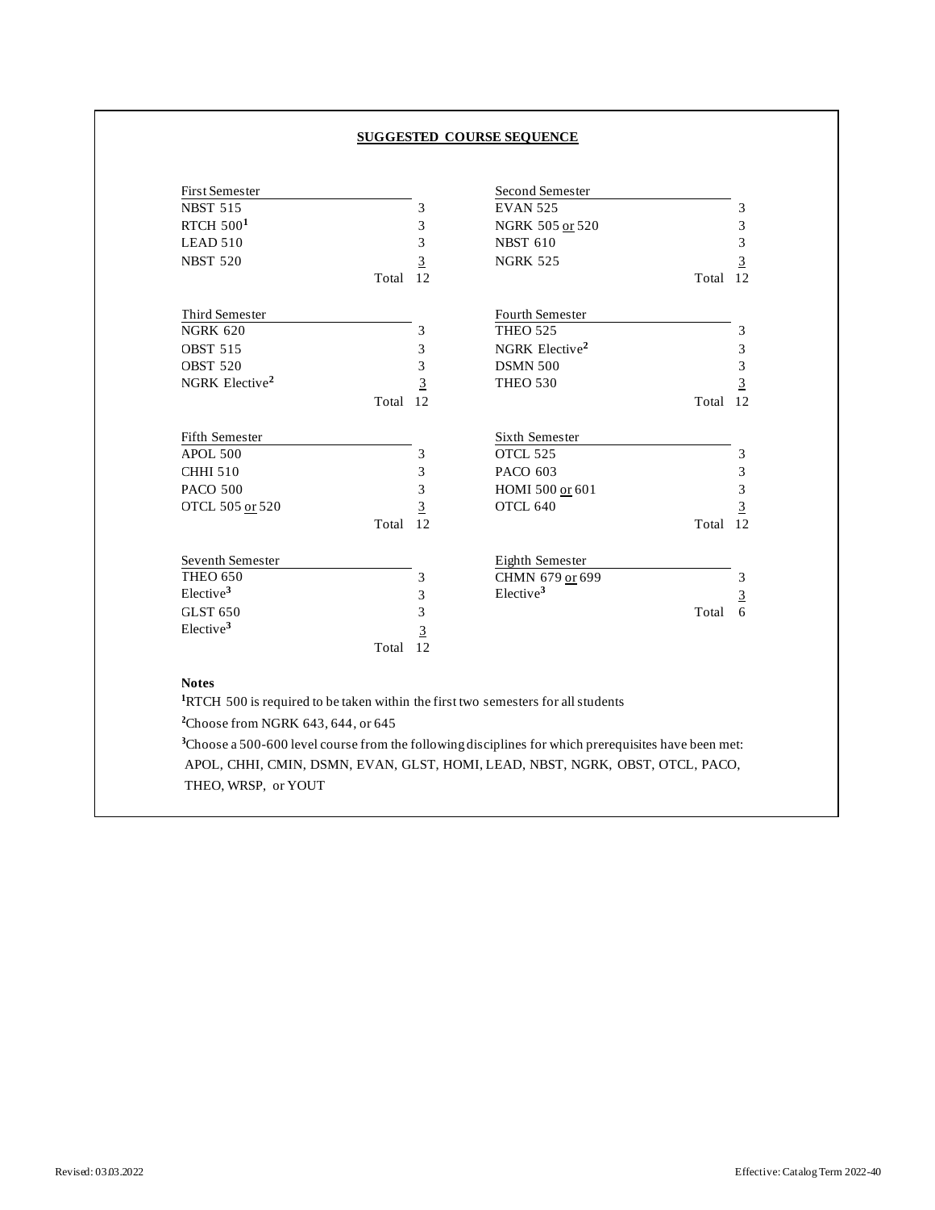## SUGGESTED COURSE SEQUENCE

| First Semester | | Second Semester | |
|---|---|---|---|
| NBST 515 | 3 | EVAN 525 | 3 |
| RTCH 500[1] | 3 | NGRK 505 or 520 | 3 |
| LEAD 510 | 3 | NBST 610 | 3 |
| NBST 520 | 3 | NGRK 525 | 3 |
| Total | 12 | Total | 12 |

| Third Semester | | Fourth Semester | |
|---|---|---|---|
| NGRK 620 | 3 | THEO 525 | 3 |
| OBST 515 | 3 | NGRK Elective[2] | 3 |
| OBST 520 | 3 | DSMN 500 | 3 |
| NGRK Elective[2] | 3 | THEO 530 | 3 |
| Total | 12 | Total | 12 |

| Fifth Semester | | Sixth Semester | |
|---|---|---|---|
| APOL 500 | 3 | OTCL 525 | 3 |
| CHHI 510 | 3 | PACO 603 | 3 |
| PACO 500 | 3 | HOMI 500 or 601 | 3 |
| OTCL 505 or 520 | 3 | OTCL 640 | 3 |
| Total | 12 | Total | 12 |

| Seventh Semester | | Eighth Semester | |
|---|---|---|---|
| THEO 650 | 3 | CHMN 679 or 699 | 3 |
| Elective[3] | 3 | Elective[3] | 3 |
| GLST 650 | 3 | Total | 6 |
| Elective[3] | 3 | | |
| Total | 12 | | |

**Notes**

[1]RTCH 500 is required to be taken within the first two semesters for all students

[2]Choose from NGRK 643, 644, or 645

[3]Choose a 500-600 level course from the following disciplines for which prerequisites have been met: APOL, CHHI, CMIN, DSMN, EVAN, GLST, HOMI, LEAD, NBST, NGRK, OBST, OTCL, PACO, THEO, WRSP, or YOUT

Revised: 03.03.2022

Effective: Catalog Term 2022-40